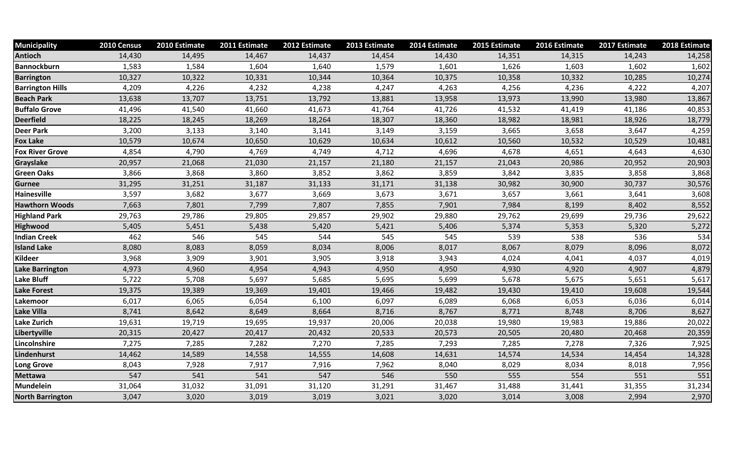| Municipality | 2010 Census | 2010 Estimate | 2011 Estimate | 2012 Estimate | 2013 Estimate | 2014 Estimate | 2015 Estimate | 2016 Estimate | 2017 Estimate | 2018 Estimate |
|---|---|---|---|---|---|---|---|---|---|---|
| **Antioch** | 14,430 | 14,495 | 14,467 | 14,437 | 14,454 | 14,430 | 14,351 | 14,315 | 14,243 | 14,258 |
| **Bannockburn** | 1,583 | 1,584 | 1,604 | 1,640 | 1,579 | 1,601 | 1,626 | 1,603 | 1,602 | 1,602 |
| **Barrington** | 10,327 | 10,322 | 10,331 | 10,344 | 10,364 | 10,375 | 10,358 | 10,332 | 10,285 | 10,274 |
| **Barrington Hills** | 4,209 | 4,226 | 4,232 | 4,238 | 4,247 | 4,263 | 4,256 | 4,236 | 4,222 | 4,207 |
| **Beach Park** | 13,638 | 13,707 | 13,751 | 13,792 | 13,881 | 13,958 | 13,973 | 13,990 | 13,980 | 13,867 |
| **Buffalo Grove** | 41,496 | 41,540 | 41,660 | 41,673 | 41,764 | 41,726 | 41,532 | 41,419 | 41,186 | 40,853 |
| **Deerfield** | 18,225 | 18,245 | 18,269 | 18,264 | 18,307 | 18,360 | 18,982 | 18,981 | 18,926 | 18,779 |
| **Deer Park** | 3,200 | 3,133 | 3,140 | 3,141 | 3,149 | 3,159 | 3,665 | 3,658 | 3,647 | 4,259 |
| **Fox Lake** | 10,579 | 10,674 | 10,650 | 10,629 | 10,634 | 10,612 | 10,560 | 10,532 | 10,529 | 10,481 |
| **Fox River Grove** | 4,854 | 4,790 | 4,769 | 4,749 | 4,712 | 4,696 | 4,678 | 4,651 | 4,643 | 4,630 |
| **Grayslake** | 20,957 | 21,068 | 21,030 | 21,157 | 21,180 | 21,157 | 21,043 | 20,986 | 20,952 | 20,903 |
| **Green Oaks** | 3,866 | 3,868 | 3,860 | 3,852 | 3,862 | 3,859 | 3,842 | 3,835 | 3,858 | 3,868 |
| **Gurnee** | 31,295 | 31,251 | 31,187 | 31,133 | 31,171 | 31,138 | 30,982 | 30,900 | 30,737 | 30,576 |
| **Hainesville** | 3,597 | 3,682 | 3,677 | 3,669 | 3,673 | 3,671 | 3,657 | 3,661 | 3,641 | 3,608 |
| **Hawthorn Woods** | 7,663 | 7,801 | 7,799 | 7,807 | 7,855 | 7,901 | 7,984 | 8,199 | 8,402 | 8,552 |
| **Highland Park** | 29,763 | 29,786 | 29,805 | 29,857 | 29,902 | 29,880 | 29,762 | 29,699 | 29,736 | 29,622 |
| **Highwood** | 5,405 | 5,451 | 5,438 | 5,420 | 5,421 | 5,406 | 5,374 | 5,353 | 5,320 | 5,272 |
| **Indian Creek** | 462 | 546 | 545 | 544 | 545 | 545 | 539 | 538 | 536 | 534 |
| **Island Lake** | 8,080 | 8,083 | 8,059 | 8,034 | 8,006 | 8,017 | 8,067 | 8,079 | 8,096 | 8,072 |
| **Kildeer** | 3,968 | 3,909 | 3,901 | 3,905 | 3,918 | 3,943 | 4,024 | 4,041 | 4,037 | 4,019 |
| **Lake Barrington** | 4,973 | 4,960 | 4,954 | 4,943 | 4,950 | 4,950 | 4,930 | 4,920 | 4,907 | 4,879 |
| **Lake Bluff** | 5,722 | 5,708 | 5,697 | 5,685 | 5,695 | 5,699 | 5,678 | 5,675 | 5,651 | 5,617 |
| **Lake Forest** | 19,375 | 19,389 | 19,369 | 19,401 | 19,466 | 19,482 | 19,430 | 19,410 | 19,608 | 19,544 |
| **Lakemoor** | 6,017 | 6,065 | 6,054 | 6,100 | 6,097 | 6,089 | 6,068 | 6,053 | 6,036 | 6,014 |
| **Lake Villa** | 8,741 | 8,642 | 8,649 | 8,664 | 8,716 | 8,767 | 8,771 | 8,748 | 8,706 | 8,627 |
| **Lake Zurich** | 19,631 | 19,719 | 19,695 | 19,937 | 20,006 | 20,038 | 19,980 | 19,983 | 19,886 | 20,022 |
| **Libertyville** | 20,315 | 20,427 | 20,417 | 20,432 | 20,533 | 20,573 | 20,505 | 20,480 | 20,468 | 20,359 |
| **Lincolnshire** | 7,275 | 7,285 | 7,282 | 7,270 | 7,285 | 7,293 | 7,285 | 7,278 | 7,326 | 7,925 |
| **Lindenhurst** | 14,462 | 14,589 | 14,558 | 14,555 | 14,608 | 14,631 | 14,574 | 14,534 | 14,454 | 14,328 |
| **Long Grove** | 8,043 | 7,928 | 7,917 | 7,916 | 7,962 | 8,040 | 8,029 | 8,034 | 8,018 | 7,956 |
| **Mettawa** | 547 | 541 | 541 | 547 | 546 | 550 | 555 | 554 | 551 | 551 |
| **Mundelein** | 31,064 | 31,032 | 31,091 | 31,120 | 31,291 | 31,467 | 31,488 | 31,441 | 31,355 | 31,234 |
| **North Barrington** | 3,047 | 3,020 | 3,019 | 3,019 | 3,021 | 3,020 | 3,014 | 3,008 | 2,994 | 2,970 |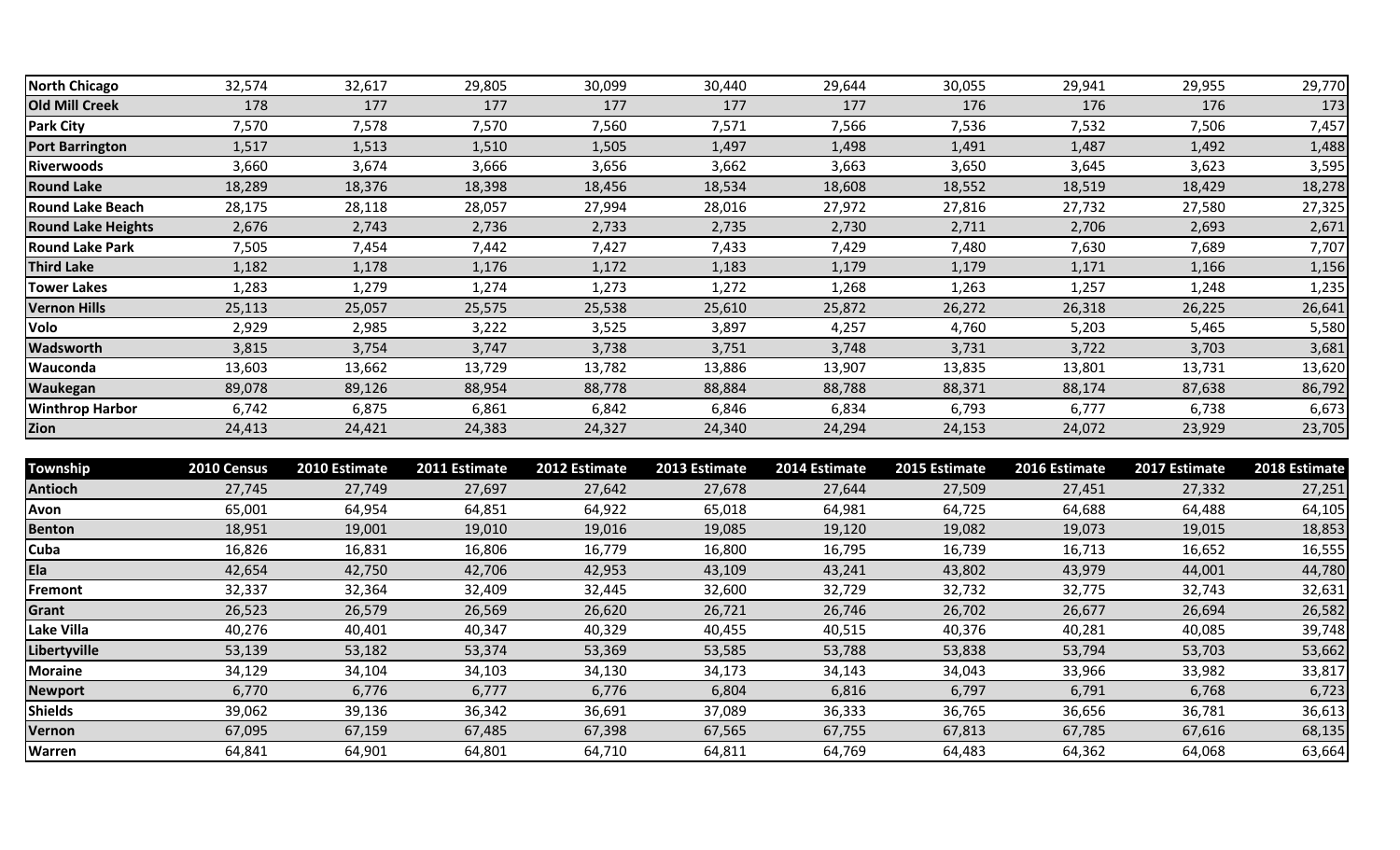| | | | | | | | | | | |
|---|---|---|---|---|---|---|---|---|---|---|
| **North Chicago** | 32,574 | 32,617 | 29,805 | 30,099 | 30,440 | 29,644 | 30,055 | 29,941 | 29,955 | 29,770 |
| **Old Mill Creek** | 178 | 177 | 177 | 177 | 177 | 177 | 176 | 176 | 176 | 173 |
| **Park City** | 7,570 | 7,578 | 7,570 | 7,560 | 7,571 | 7,566 | 7,536 | 7,532 | 7,506 | 7,457 |
| **Port Barrington** | 1,517 | 1,513 | 1,510 | 1,505 | 1,497 | 1,498 | 1,491 | 1,487 | 1,492 | 1,488 |
| **Riverwoods** | 3,660 | 3,674 | 3,666 | 3,656 | 3,662 | 3,663 | 3,650 | 3,645 | 3,623 | 3,595 |
| **Round Lake** | 18,289 | 18,376 | 18,398 | 18,456 | 18,534 | 18,608 | 18,552 | 18,519 | 18,429 | 18,278 |
| **Round Lake Beach** | 28,175 | 28,118 | 28,057 | 27,994 | 28,016 | 27,972 | 27,816 | 27,732 | 27,580 | 27,325 |
| **Round Lake Heights** | 2,676 | 2,743 | 2,736 | 2,733 | 2,735 | 2,730 | 2,711 | 2,706 | 2,693 | 2,671 |
| **Round Lake Park** | 7,505 | 7,454 | 7,442 | 7,427 | 7,433 | 7,429 | 7,480 | 7,630 | 7,689 | 7,707 |
| **Third Lake** | 1,182 | 1,178 | 1,176 | 1,172 | 1,183 | 1,179 | 1,179 | 1,171 | 1,166 | 1,156 |
| **Tower Lakes** | 1,283 | 1,279 | 1,274 | 1,273 | 1,272 | 1,268 | 1,263 | 1,257 | 1,248 | 1,235 |
| **Vernon Hills** | 25,113 | 25,057 | 25,575 | 25,538 | 25,610 | 25,872 | 26,272 | 26,318 | 26,225 | 26,641 |
| **Volo** | 2,929 | 2,985 | 3,222 | 3,525 | 3,897 | 4,257 | 4,760 | 5,203 | 5,465 | 5,580 |
| **Wadsworth** | 3,815 | 3,754 | 3,747 | 3,738 | 3,751 | 3,748 | 3,731 | 3,722 | 3,703 | 3,681 |
| **Wauconda** | 13,603 | 13,662 | 13,729 | 13,782 | 13,886 | 13,907 | 13,835 | 13,801 | 13,731 | 13,620 |
| **Waukegan** | 89,078 | 89,126 | 88,954 | 88,778 | 88,884 | 88,788 | 88,371 | 88,174 | 87,638 | 86,792 |
| **Winthrop Harbor** | 6,742 | 6,875 | 6,861 | 6,842 | 6,846 | 6,834 | 6,793 | 6,777 | 6,738 | 6,673 |
| **Zion** | 24,413 | 24,421 | 24,383 | 24,327 | 24,340 | 24,294 | 24,153 | 24,072 | 23,929 | 23,705 |

| Township | 2010 Census | 2010 Estimate | 2011 Estimate | 2012 Estimate | 2013 Estimate | 2014 Estimate | 2015 Estimate | 2016 Estimate | 2017 Estimate | 2018 Estimate |
|---|---|---|---|---|---|---|---|---|---|---|
| **Antioch** | 27,745 | 27,749 | 27,697 | 27,642 | 27,678 | 27,644 | 27,509 | 27,451 | 27,332 | 27,251 |
| **Avon** | 65,001 | 64,954 | 64,851 | 64,922 | 65,018 | 64,981 | 64,725 | 64,688 | 64,488 | 64,105 |
| **Benton** | 18,951 | 19,001 | 19,010 | 19,016 | 19,085 | 19,120 | 19,082 | 19,073 | 19,015 | 18,853 |
| **Cuba** | 16,826 | 16,831 | 16,806 | 16,779 | 16,800 | 16,795 | 16,739 | 16,713 | 16,652 | 16,555 |
| **Ela** | 42,654 | 42,750 | 42,706 | 42,953 | 43,109 | 43,241 | 43,802 | 43,979 | 44,001 | 44,780 |
| **Fremont** | 32,337 | 32,364 | 32,409 | 32,445 | 32,600 | 32,729 | 32,732 | 32,775 | 32,743 | 32,631 |
| **Grant** | 26,523 | 26,579 | 26,569 | 26,620 | 26,721 | 26,746 | 26,702 | 26,677 | 26,694 | 26,582 |
| **Lake Villa** | 40,276 | 40,401 | 40,347 | 40,329 | 40,455 | 40,515 | 40,376 | 40,281 | 40,085 | 39,748 |
| **Libertyville** | 53,139 | 53,182 | 53,374 | 53,369 | 53,585 | 53,788 | 53,838 | 53,794 | 53,703 | 53,662 |
| **Moraine** | 34,129 | 34,104 | 34,103 | 34,130 | 34,173 | 34,143 | 34,043 | 33,966 | 33,982 | 33,817 |
| **Newport** | 6,770 | 6,776 | 6,777 | 6,776 | 6,804 | 6,816 | 6,797 | 6,791 | 6,768 | 6,723 |
| **Shields** | 39,062 | 39,136 | 36,342 | 36,691 | 37,089 | 36,333 | 36,765 | 36,656 | 36,781 | 36,613 |
| **Vernon** | 67,095 | 67,159 | 67,485 | 67,398 | 67,565 | 67,755 | 67,813 | 67,785 | 67,616 | 68,135 |
| **Warren** | 64,841 | 64,901 | 64,801 | 64,710 | 64,811 | 64,769 | 64,483 | 64,362 | 64,068 | 63,664 |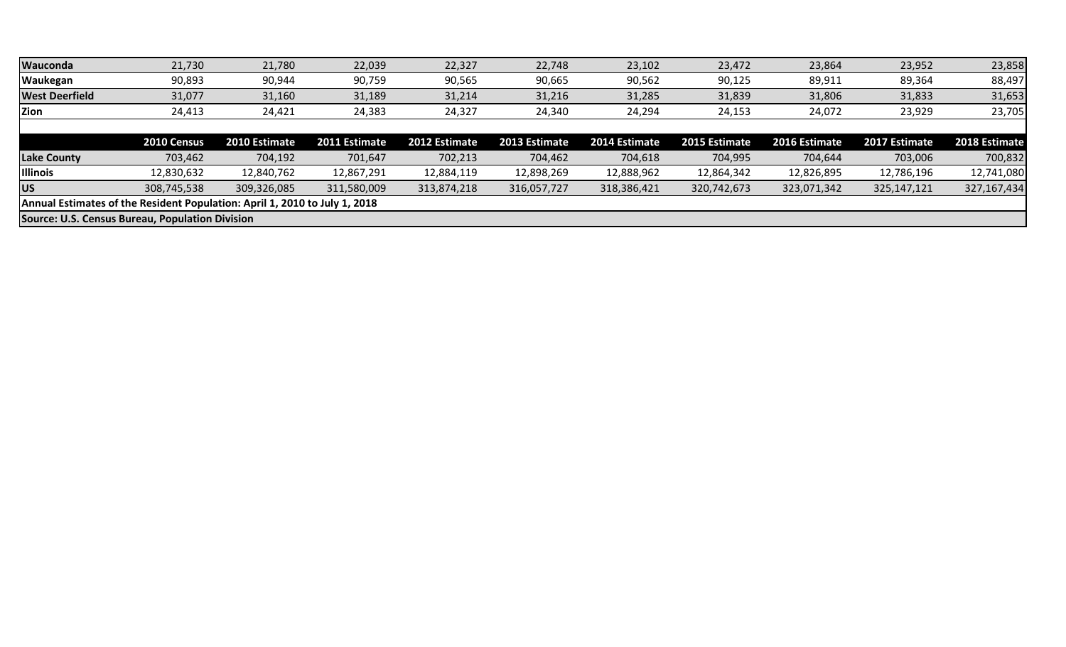| | | | | | | | | | | |
|---|---|---|---|---|---|---|---|---|---|---|
| **Wauconda** | 21,730 | 21,780 | 22,039 | 22,327 | 22,748 | 23,102 | 23,472 | 23,864 | 23,952 | 23,858 |
| **Waukegan** | 90,893 | 90,944 | 90,759 | 90,565 | 90,665 | 90,562 | 90,125 | 89,911 | 89,364 | 88,497 |
| **West Deerfield** | 31,077 | 31,160 | 31,189 | 31,214 | 31,216 | 31,285 | 31,839 | 31,806 | 31,833 | 31,653 |
| **Zion** | 24,413 | 24,421 | 24,383 | 24,327 | 24,340 | 24,294 | 24,153 | 24,072 | 23,929 | 23,705 |

| | 2010 Census | 2010 Estimate | 2011 Estimate | 2012 Estimate | 2013 Estimate | 2014 Estimate | 2015 Estimate | 2016 Estimate | 2017 Estimate | 2018 Estimate |
|---|---|---|---|---|---|---|---|---|---|---|
| **Lake County** | 703,462 | 704,192 | 701,647 | 702,213 | 704,462 | 704,618 | 704,995 | 704,644 | 703,006 | 700,832 |
| **Illinois** | 12,830,632 | 12,840,762 | 12,867,291 | 12,884,119 | 12,898,269 | 12,888,962 | 12,864,342 | 12,826,895 | 12,786,196 | 12,741,080 |
| **US** | 308,745,538 | 309,326,085 | 311,580,009 | 313,874,218 | 316,057,727 | 318,386,421 | 320,742,673 | 323,071,342 | 325,147,121 | 327,167,434 |

**Annual Estimates of the Resident Population: April 1, 2010 to July 1, 2018**

**Source: U.S. Census Bureau, Population Division**